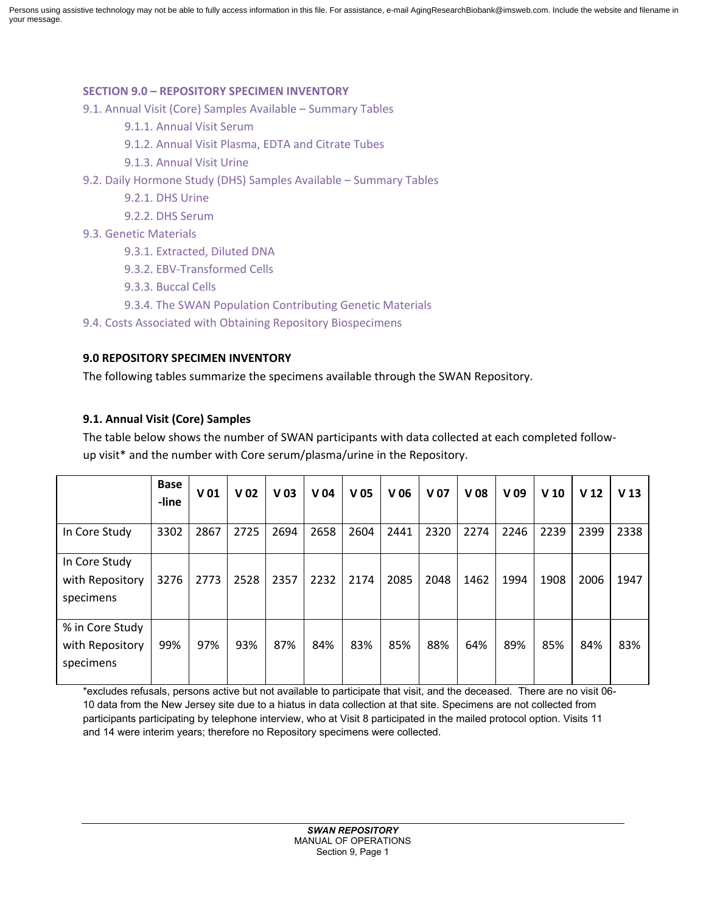Persons using assistive technology may not be able to fully access information in this file. For assistance, e-mail AgingResearchBiobank@imsweb.com. Include the website and filename in your message.

**SECTION 9.0 – REPOSITORY SPECIMEN INVENTORY**

- 9.1. Annual Visit (Core) Samples Available – Summary Tables
  - 9.1.1. Annual Visit Serum
  - 9.1.2. Annual Visit Plasma, EDTA and Citrate Tubes
  - 9.1.3. Annual Visit Urine
- 9.2. Daily Hormone Study (DHS) Samples Available – Summary Tables
  - 9.2.1. DHS Urine
  - 9.2.2. DHS Serum
- 9.3. Genetic Materials
  - 9.3.1. Extracted, Diluted DNA
  - 9.3.2. EBV-Transformed Cells
  - 9.3.3. Buccal Cells
  - 9.3.4. The SWAN Population Contributing Genetic Materials
- 9.4. Costs Associated with Obtaining Repository Biospecimens

## 9.0 REPOSITORY SPECIMEN INVENTORY

The following tables summarize the specimens available through the SWAN Repository.

### 9.1. Annual Visit (Core) Samples

The table below shows the number of SWAN participants with data collected at each completed follow-up visit* and the number with Core serum/plasma/urine in the Repository.

| | Base-line | V 01 | V 02 | V 03 | V 04 | V 05 | V 06 | V 07 | V 08 | V 09 | V 10 | V 12 | V 13 |
|---|---|---|---|---|---|---|---|---|---|---|---|---|---|
| In Core Study | 3302 | 2867 | 2725 | 2694 | 2658 | 2604 | 2441 | 2320 | 2274 | 2246 | 2239 | 2399 | 2338 |
| In Core Study with Repository specimens | 3276 | 2773 | 2528 | 2357 | 2232 | 2174 | 2085 | 2048 | 1462 | 1994 | 1908 | 2006 | 1947 |
| % in Core Study with Repository specimens | 99% | 97% | 93% | 87% | 84% | 83% | 85% | 88% | 64% | 89% | 85% | 84% | 83% |

*excludes refusals, persons active but not available to participate that visit, and the deceased. There are no visit 06-10 data from the New Jersey site due to a hiatus in data collection at that site. Specimens are not collected from participants participating by telephone interview, who at Visit 8 participated in the mailed protocol option. Visits 11 and 14 were interim years; therefore no Repository specimens were collected.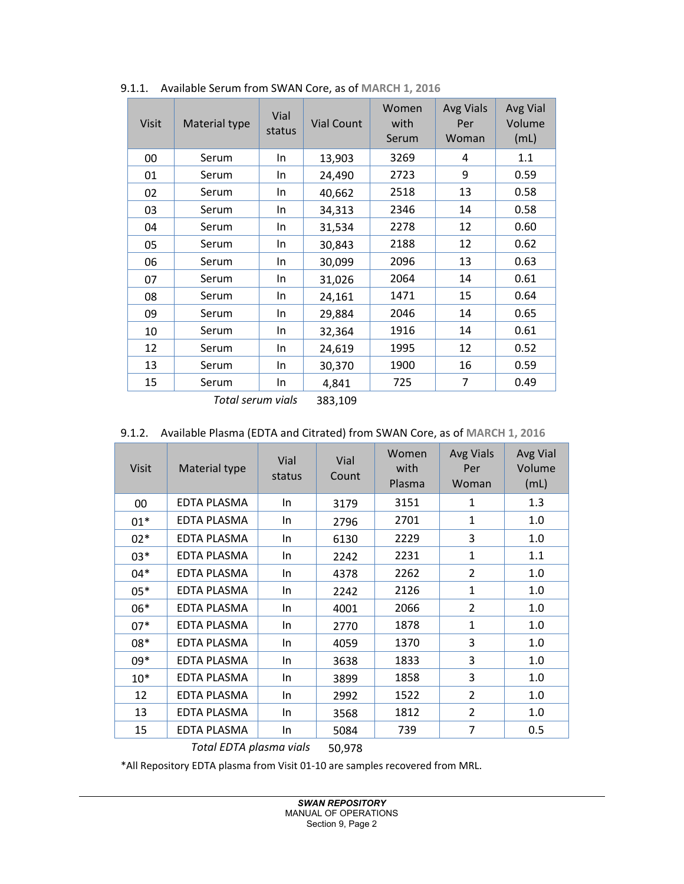### 9.1.1. Available Serum from SWAN Core, as of MARCH 1, 2016

| Visit | Material type | Vial status | Vial Count | Women with Serum | Avg Vials Per Woman | Avg Vial Volume (mL) |
|---|---|---|---|---|---|---|
| 00 | Serum | In | 13,903 | 3269 | 4 | 1.1 |
| 01 | Serum | In | 24,490 | 2723 | 9 | 0.59 |
| 02 | Serum | In | 40,662 | 2518 | 13 | 0.58 |
| 03 | Serum | In | 34,313 | 2346 | 14 | 0.58 |
| 04 | Serum | In | 31,534 | 2278 | 12 | 0.60 |
| 05 | Serum | In | 30,843 | 2188 | 12 | 0.62 |
| 06 | Serum | In | 30,099 | 2096 | 13 | 0.63 |
| 07 | Serum | In | 31,026 | 2064 | 14 | 0.61 |
| 08 | Serum | In | 24,161 | 1471 | 15 | 0.64 |
| 09 | Serum | In | 29,884 | 2046 | 14 | 0.65 |
| 10 | Serum | In | 32,364 | 1916 | 14 | 0.61 |
| 12 | Serum | In | 24,619 | 1995 | 12 | 0.52 |
| 13 | Serum | In | 30,370 | 1900 | 16 | 0.59 |
| 15 | Serum | In | 4,841 | 725 | 7 | 0.49 |
| | | *Total serum vials* | 383,109 | | | |

### 9.1.2. Available Plasma (EDTA and Citrated) from SWAN Core, as of MARCH 1, 2016

| Visit | Material type | Vial status | Vial Count | Women with Plasma | Avg Vials Per Woman | Avg Vial Volume (mL) |
|---|---|---|---|---|---|---|
| 00 | EDTA PLASMA | In | 3179 | 3151 | 1 | 1.3 |
| 01* | EDTA PLASMA | In | 2796 | 2701 | 1 | 1.0 |
| 02* | EDTA PLASMA | In | 6130 | 2229 | 3 | 1.0 |
| 03* | EDTA PLASMA | In | 2242 | 2231 | 1 | 1.1 |
| 04* | EDTA PLASMA | In | 4378 | 2262 | 2 | 1.0 |
| 05* | EDTA PLASMA | In | 2242 | 2126 | 1 | 1.0 |
| 06* | EDTA PLASMA | In | 4001 | 2066 | 2 | 1.0 |
| 07* | EDTA PLASMA | In | 2770 | 1878 | 1 | 1.0 |
| 08* | EDTA PLASMA | In | 4059 | 1370 | 3 | 1.0 |
| 09* | EDTA PLASMA | In | 3638 | 1833 | 3 | 1.0 |
| 10* | EDTA PLASMA | In | 3899 | 1858 | 3 | 1.0 |
| 12 | EDTA PLASMA | In | 2992 | 1522 | 2 | 1.0 |
| 13 | EDTA PLASMA | In | 3568 | 1812 | 2 | 1.0 |
| 15 | EDTA PLASMA | In | 5084 | 739 | 7 | 0.5 |
| | | *Total EDTA plasma vials* | 50,978 | | | |

*All Repository EDTA plasma from Visit 01-10 are samples recovered from MRL.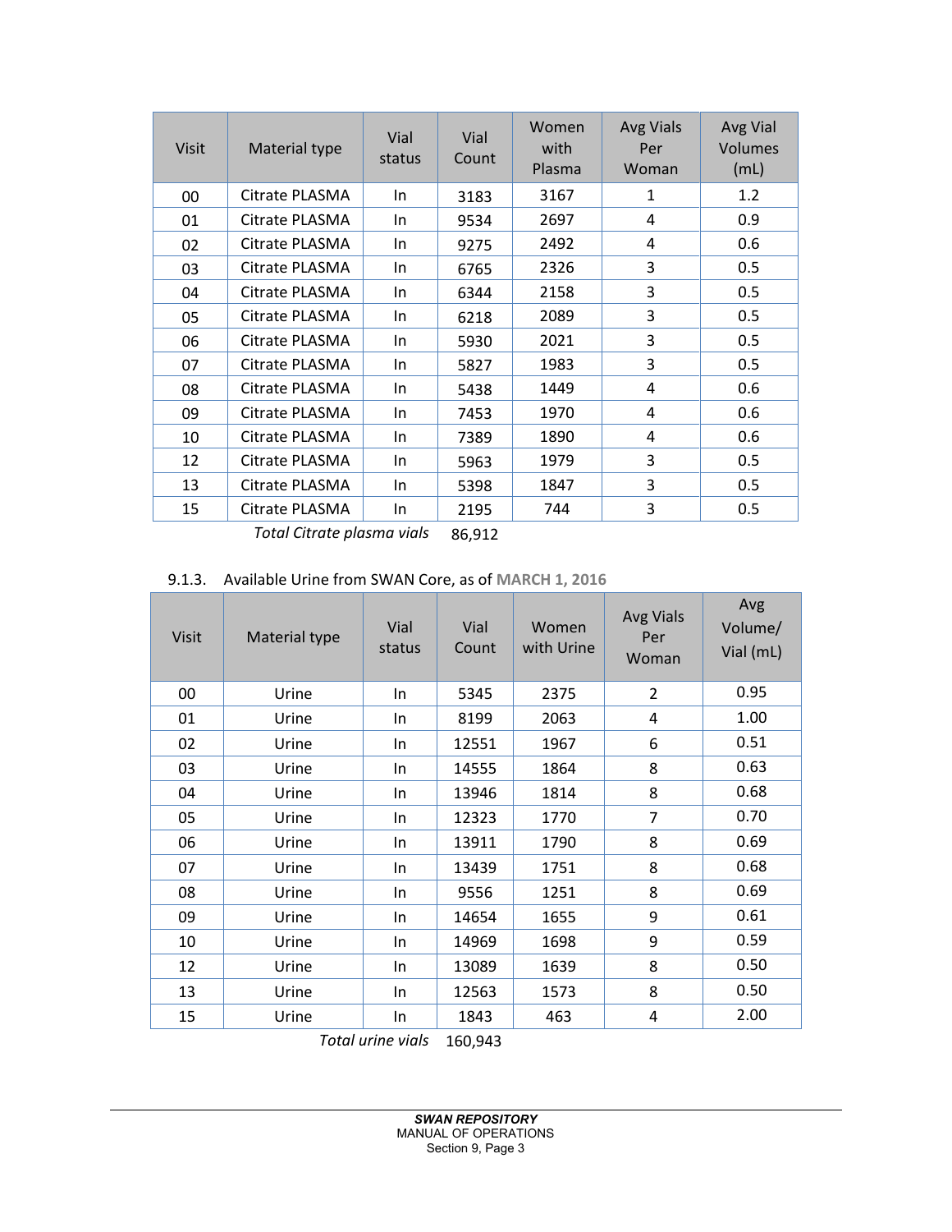| Visit | Material type | Vial status | Vial Count | Women with Plasma | Avg Vials Per Woman | Avg Vial Volumes (mL) |
|---|---|---|---|---|---|---|
| 00 | Citrate PLASMA | In | 3183 | 3167 | 1 | 1.2 |
| 01 | Citrate PLASMA | In | 9534 | 2697 | 4 | 0.9 |
| 02 | Citrate PLASMA | In | 9275 | 2492 | 4 | 0.6 |
| 03 | Citrate PLASMA | In | 6765 | 2326 | 3 | 0.5 |
| 04 | Citrate PLASMA | In | 6344 | 2158 | 3 | 0.5 |
| 05 | Citrate PLASMA | In | 6218 | 2089 | 3 | 0.5 |
| 06 | Citrate PLASMA | In | 5930 | 2021 | 3 | 0.5 |
| 07 | Citrate PLASMA | In | 5827 | 1983 | 3 | 0.5 |
| 08 | Citrate PLASMA | In | 5438 | 1449 | 4 | 0.6 |
| 09 | Citrate PLASMA | In | 7453 | 1970 | 4 | 0.6 |
| 10 | Citrate PLASMA | In | 7389 | 1890 | 4 | 0.6 |
| 12 | Citrate PLASMA | In | 5963 | 1979 | 3 | 0.5 |
| 13 | Citrate PLASMA | In | 5398 | 1847 | 3 | 0.5 |
| 15 | Citrate PLASMA | In | 2195 | 744 | 3 | 0.5 |

*Total Citrate plasma vials* 86,912

### 9.1.3. Available Urine from SWAN Core, as of **MARCH 1, 2016**

| Visit | Material type | Vial status | Vial Count | Women with Urine | Avg Vials Per Woman | Avg Volume/ Vial (mL) |
|---|---|---|---|---|---|---|
| 00 | Urine | In | 5345 | 2375 | 2 | 0.95 |
| 01 | Urine | In | 8199 | 2063 | 4 | 1.00 |
| 02 | Urine | In | 12551 | 1967 | 6 | 0.51 |
| 03 | Urine | In | 14555 | 1864 | 8 | 0.63 |
| 04 | Urine | In | 13946 | 1814 | 8 | 0.68 |
| 05 | Urine | In | 12323 | 1770 | 7 | 0.70 |
| 06 | Urine | In | 13911 | 1790 | 8 | 0.69 |
| 07 | Urine | In | 13439 | 1751 | 8 | 0.68 |
| 08 | Urine | In | 9556 | 1251 | 8 | 0.69 |
| 09 | Urine | In | 14654 | 1655 | 9 | 0.61 |
| 10 | Urine | In | 14969 | 1698 | 9 | 0.59 |
| 12 | Urine | In | 13089 | 1639 | 8 | 0.50 |
| 13 | Urine | In | 12563 | 1573 | 8 | 0.50 |
| 15 | Urine | In | 1843 | 463 | 4 | 2.00 |

*Total urine vials* 160,943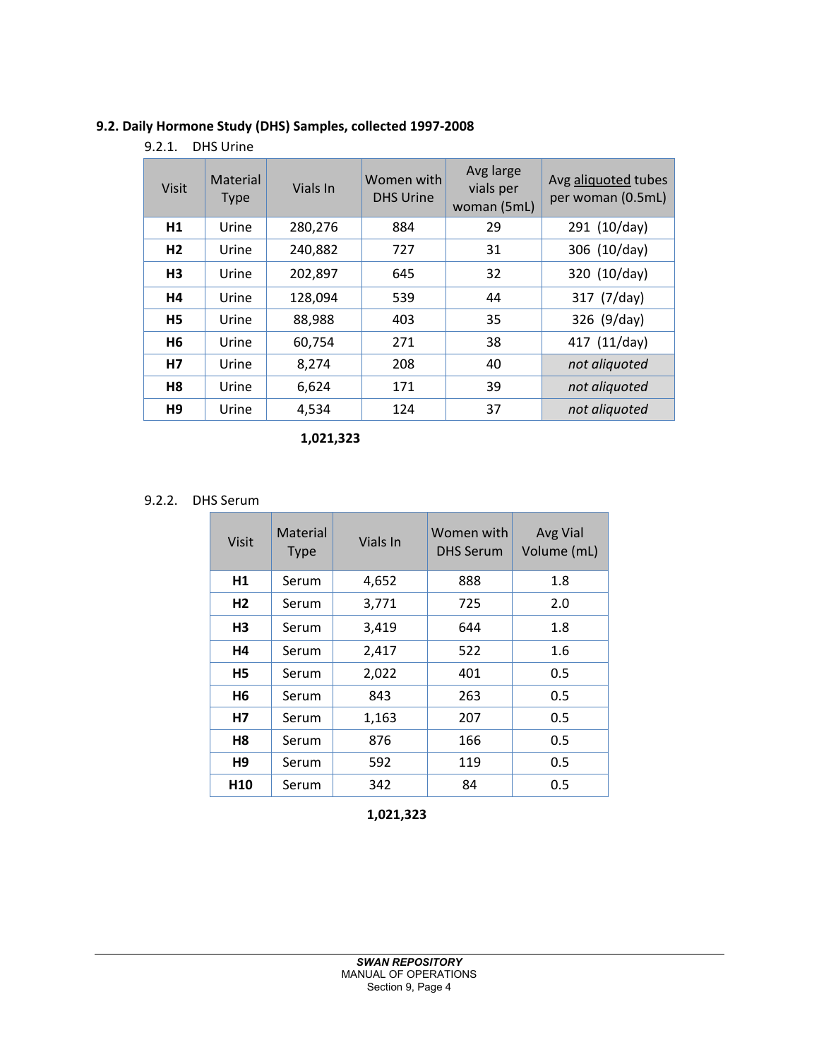## 9.2. Daily Hormone Study (DHS) Samples, collected 1997-2008

### 9.2.1. DHS Urine

| Visit | Material Type | Vials In | Women with DHS Urine | Avg large vials per woman (5mL) | Avg aliquoted tubes per woman (0.5mL) |
|---|---|---|---|---|---|
| **H1** | Urine | 280,276 | 884 | 29 | 291 (10/day) |
| **H2** | Urine | 240,882 | 727 | 31 | 306 (10/day) |
| **H3** | Urine | 202,897 | 645 | 32 | 320 (10/day) |
| **H4** | Urine | 128,094 | 539 | 44 | 317 (7/day) |
| **H5** | Urine | 88,988 | 403 | 35 | 326 (9/day) |
| **H6** | Urine | 60,754 | 271 | 38 | 417 (11/day) |
| **H7** | Urine | 8,274 | 208 | 40 | *not aliquoted* |
| **H8** | Urine | 6,624 | 171 | 39 | *not aliquoted* |
| **H9** | Urine | 4,534 | 124 | 37 | *not aliquoted* |
| | | **1,021,323** | | | |

### 9.2.2. DHS Serum

| Visit | Material Type | Vials In | Women with DHS Serum | Avg Vial Volume (mL) |
|---|---|---|---|---|
| **H1** | Serum | 4,652 | 888 | 1.8 |
| **H2** | Serum | 3,771 | 725 | 2.0 |
| **H3** | Serum | 3,419 | 644 | 1.8 |
| **H4** | Serum | 2,417 | 522 | 1.6 |
| **H5** | Serum | 2,022 | 401 | 0.5 |
| **H6** | Serum | 843 | 263 | 0.5 |
| **H7** | Serum | 1,163 | 207 | 0.5 |
| **H8** | Serum | 876 | 166 | 0.5 |
| **H9** | Serum | 592 | 119 | 0.5 |
| **H10** | Serum | 342 | 84 | 0.5 |
| | | **1,021,323** | | |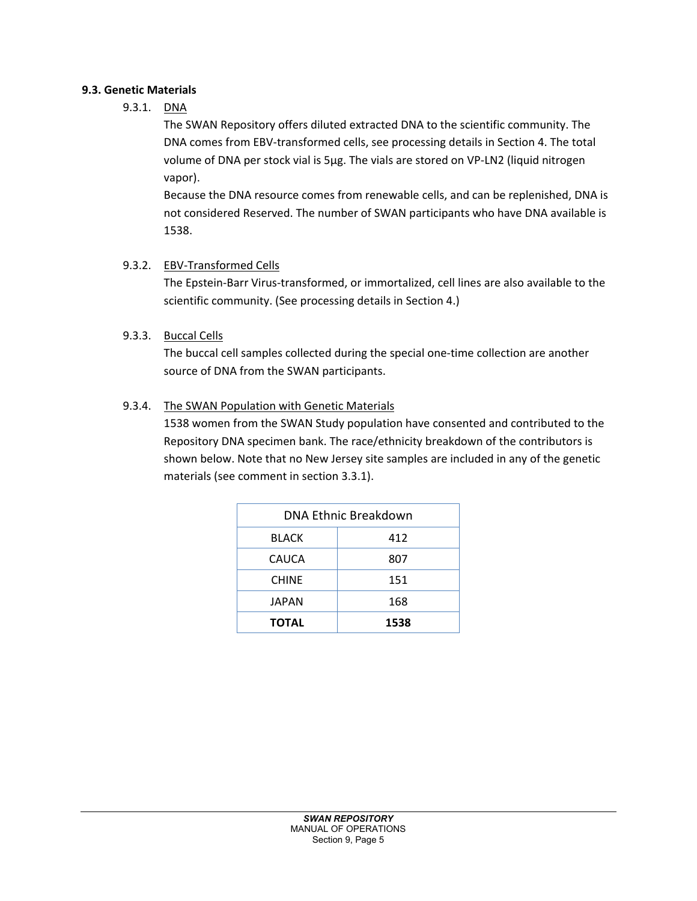## 9.3. Genetic Materials

### 9.3.1. DNA

The SWAN Repository offers diluted extracted DNA to the scientific community. The DNA comes from EBV-transformed cells, see processing details in Section 4. The total volume of DNA per stock vial is 5µg. The vials are stored on VP-LN2 (liquid nitrogen vapor).

Because the DNA resource comes from renewable cells, and can be replenished, DNA is not considered Reserved. The number of SWAN participants who have DNA available is 1538.

### 9.3.2. EBV-Transformed Cells

The Epstein-Barr Virus-transformed, or immortalized, cell lines are also available to the scientific community. (See processing details in Section 4.)

### 9.3.3. Buccal Cells

The buccal cell samples collected during the special one-time collection are another source of DNA from the SWAN participants.

### 9.3.4. The SWAN Population with Genetic Materials

1538 women from the SWAN Study population have consented and contributed to the Repository DNA specimen bank. The race/ethnicity breakdown of the contributors is shown below. Note that no New Jersey site samples are included in any of the genetic materials (see comment in section 3.3.1).

| DNA Ethnic Breakdown | |
|---|---|
| BLACK | 412 |
| CAUCA | 807 |
| CHINE | 151 |
| JAPAN | 168 |
| **TOTAL** | **1538** |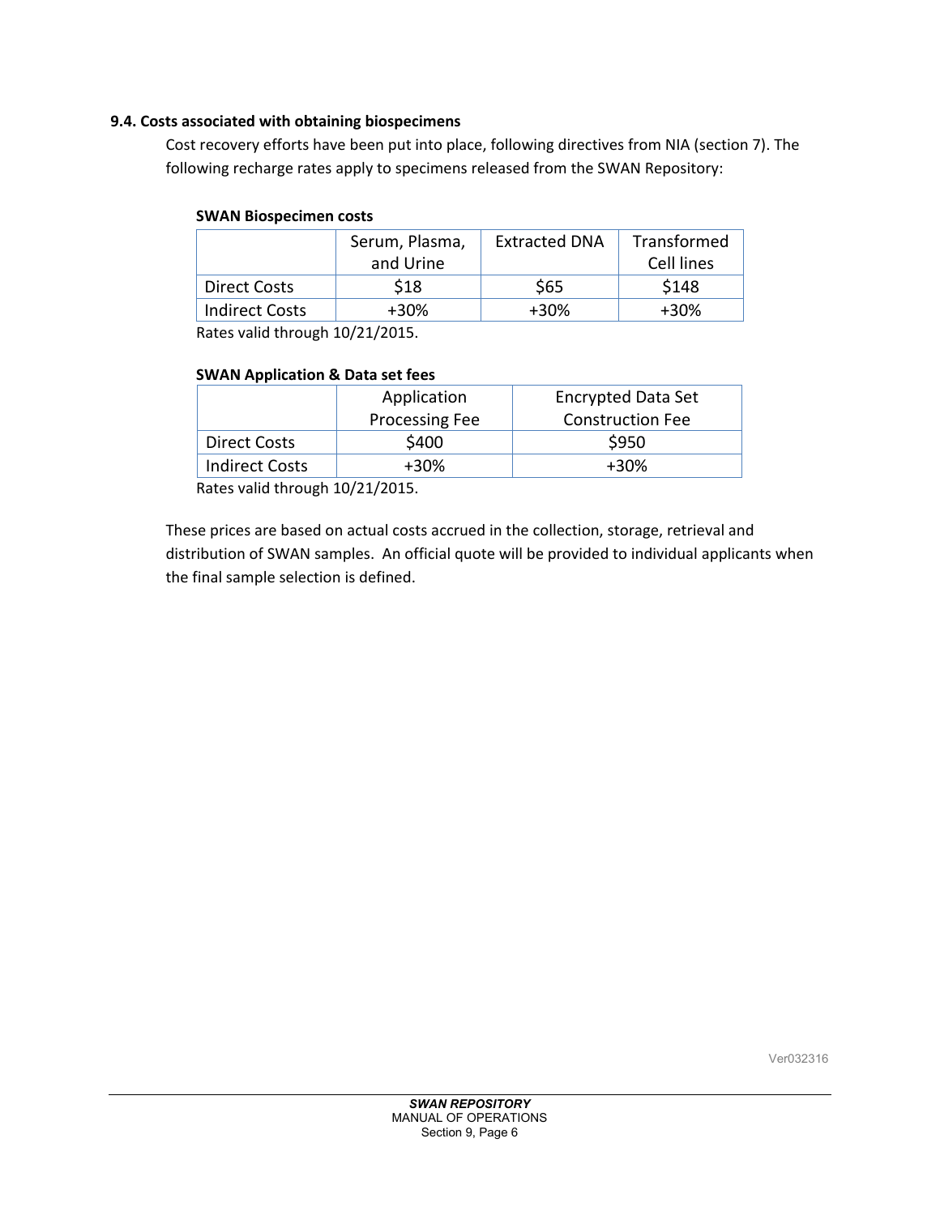### 9.4. Costs associated with obtaining biospecimens

Cost recovery efforts have been put into place, following directives from NIA (section 7). The following recharge rates apply to specimens released from the SWAN Repository:

**SWAN Biospecimen costs**

| | Serum, Plasma, and Urine | Extracted DNA | Transformed Cell lines |
|---|---|---|---|
| Direct Costs | $18 | $65 | $148 |
| Indirect Costs | +30% | +30% | +30% |

Rates valid through 10/21/2015.

**SWAN Application & Data set fees**

| | Application Processing Fee | Encrypted Data Set Construction Fee |
|---|---|---|
| Direct Costs | $400 | $950 |
| Indirect Costs | +30% | +30% |

Rates valid through 10/21/2015.

These prices are based on actual costs accrued in the collection, storage, retrieval and distribution of SWAN samples. An official quote will be provided to individual applicants when the final sample selection is defined.